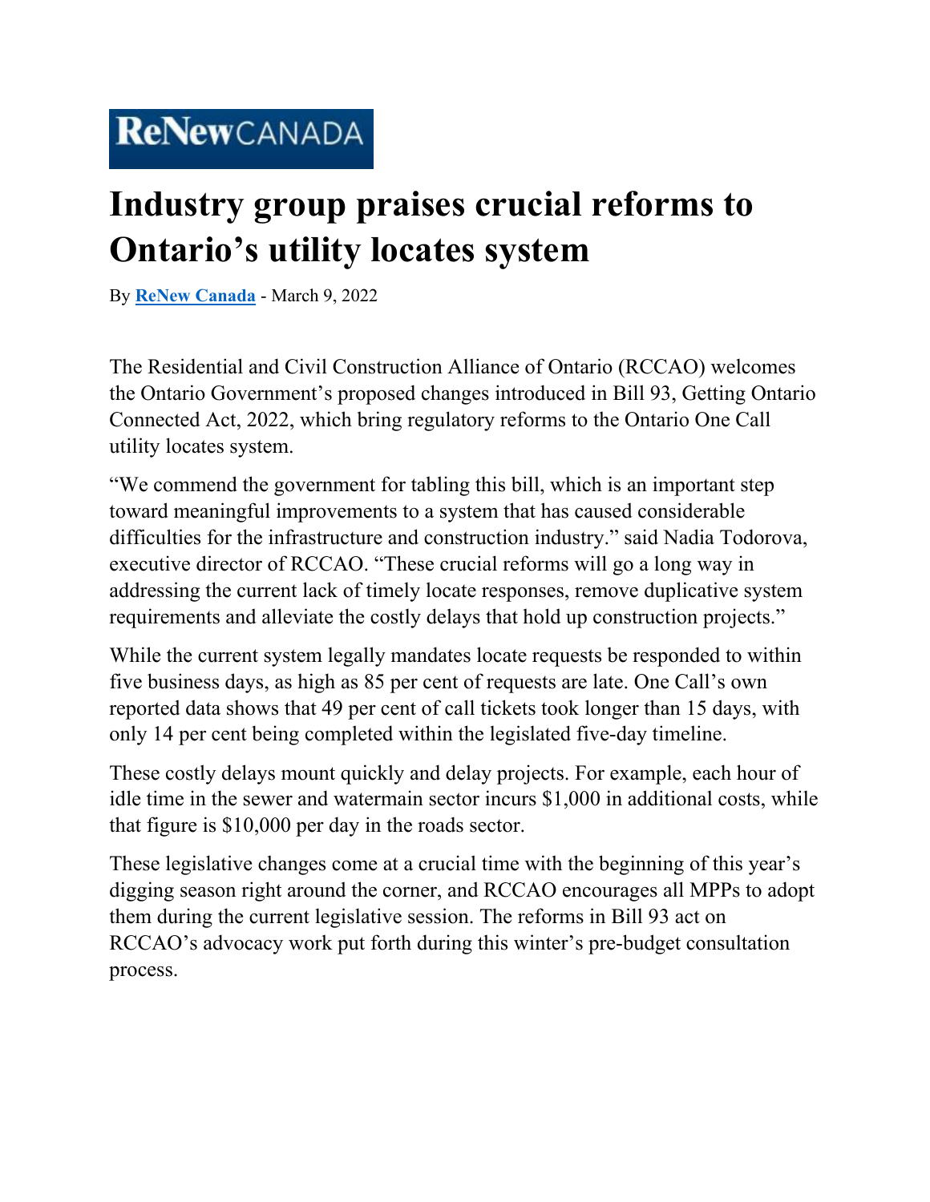ReNew CANADA

# Industry group praises crucial reforms to Ontario's utility locates system

By **ReNew Canada** - March 9, 2022

The Residential and Civil Construction Alliance of Ontario (RCCAO) welcomes the Ontario Government's proposed changes introduced in Bill 93, Getting Ontario Connected Act, 2022, which bring regulatory reforms to the Ontario One Call utility locates system.

"We commend the government for tabling this bill, which is an important step toward meaningful improvements to a system that has caused considerable difficulties for the infrastructure and construction industry." said Nadia Todorova, executive director of RCCAO. "These crucial reforms will go a long way in addressing the current lack of timely locate responses, remove duplicative system requirements and alleviate the costly delays that hold up construction projects."

While the current system legally mandates locate requests be responded to within five business days, as high as 85 per cent of requests are late. One Call's own reported data shows that 49 per cent of call tickets took longer than 15 days, with only 14 per cent being completed within the legislated five-day timeline.

These costly delays mount quickly and delay projects. For example, each hour of idle time in the sewer and watermain sector incurs $1,000 in additional costs, while that figure is $10,000 per day in the roads sector.

These legislative changes come at a crucial time with the beginning of this year's digging season right around the corner, and RCCAO encourages all MPPs to adopt them during the current legislative session. The reforms in Bill 93 act on RCCAO's advocacy work put forth during this winter's pre-budget consultation process.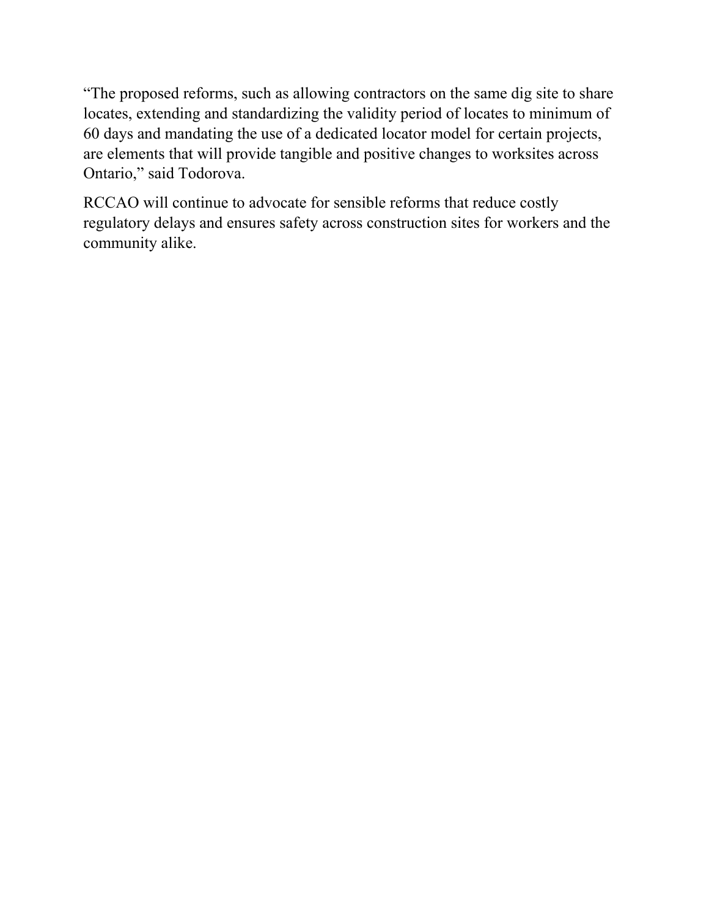"The proposed reforms, such as allowing contractors on the same dig site to share locates, extending and standardizing the validity period of locates to minimum of 60 days and mandating the use of a dedicated locator model for certain projects, are elements that will provide tangible and positive changes to worksites across Ontario," said Todorova.

RCCAO will continue to advocate for sensible reforms that reduce costly regulatory delays and ensures safety across construction sites for workers and the community alike.